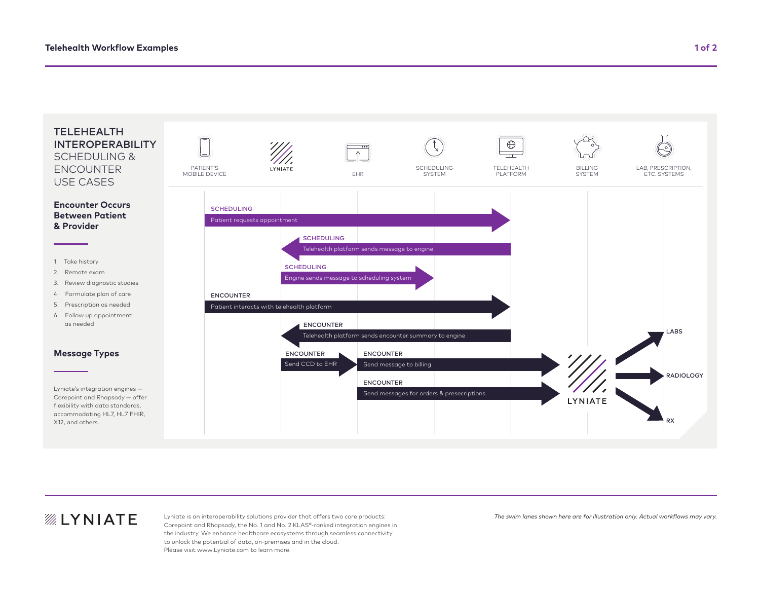# Telehealth Workflow Examples

## TELEHEALTH INTEROPERABILITY SCHEDULING & ENCOUNTER USE CASES

### Encounter Occurs Between Patient & Provider

1. Take history
2. Remote exam
3. Review diagnostic studies
4. Formulate plan of care
5. Prescription as needed
6. Follow up appointment as needed

### Message Types

Lyniate's integration engines — Corepoint and Rhapsody — offer flexibility with data standards, accommodating HL7, HL7 FHIR, X12, and others.

PATIENT'S MOBILE DEVICE | LYNIATE | EHR | SCHEDULING SYSTEM | TELEHEALTH PLATFORM | BILLING SYSTEM | LAB, PRESCRIPTION, ETC. SYSTEMS

**SCHEDULING** — Patient requests appointment

**SCHEDULING** — Telehealth platform sends message to engine

**SCHEDULING** — Engine sends message to scheduling system

**ENCOUNTER** — Patient interacts with telehealth platform

**ENCOUNTER** — Telehealth platform sends encounter summary to engine

**ENCOUNTER** — Send CCD to EHR

**ENCOUNTER** — Send message to billing

**ENCOUNTER** — Send messages for orders & presecriptions

LYNIATE → LABS, RADIOLOGY, RX

---

LYNIATE

Lyniate is an interoperability solutions provider that offers two core products: Corepoint and Rhapsody, the No. 1 and No. 2 KLAS®-ranked integration engines in the industry. We enhance healthcare ecosystems through seamless connectivity to unlock the potential of data, on-premises and in the cloud. Please visit www.Lyniate.com to learn more.

*The swim lanes shown here are for illustration only. Actual workflows may vary.*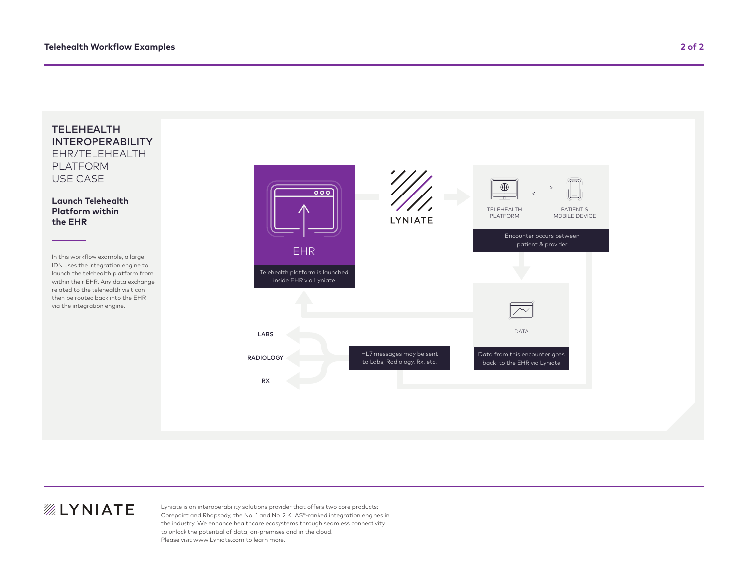# TELEHEALTH INTEROPERABILITY

## EHR/TELEHEALTH PLATFORM USE CASE

### Launch Telehealth Platform within the EHR

In this workflow example, a large IDN uses the integration engine to launch the telehealth platform from within their EHR. Any data exchange related to the telehealth visit can then be routed back into the EHR via the integration engine.

EHR

Telehealth platform is launched inside EHR via Lyniate

LYNIATE

TELEHEALTH PLATFORM

PATIENT'S MOBILE DEVICE

Encounter occurs between patient & provider

DATA

Data from this encounter goes back to the EHR via Lyniate

HL7 messages may be sent to Labs, Radiology, Rx, etc.

LABS

RADIOLOGY

RX

LYNIATE

Lyniate is an interoperability solutions provider that offers two core products: Corepoint and Rhapsody, the No. 1 and No. 2 KLAS®-ranked integration engines in the industry. We enhance healthcare ecosystems through seamless connectivity to unlock the potential of data, on-premises and in the cloud. Please visit www.Lyniate.com to learn more.